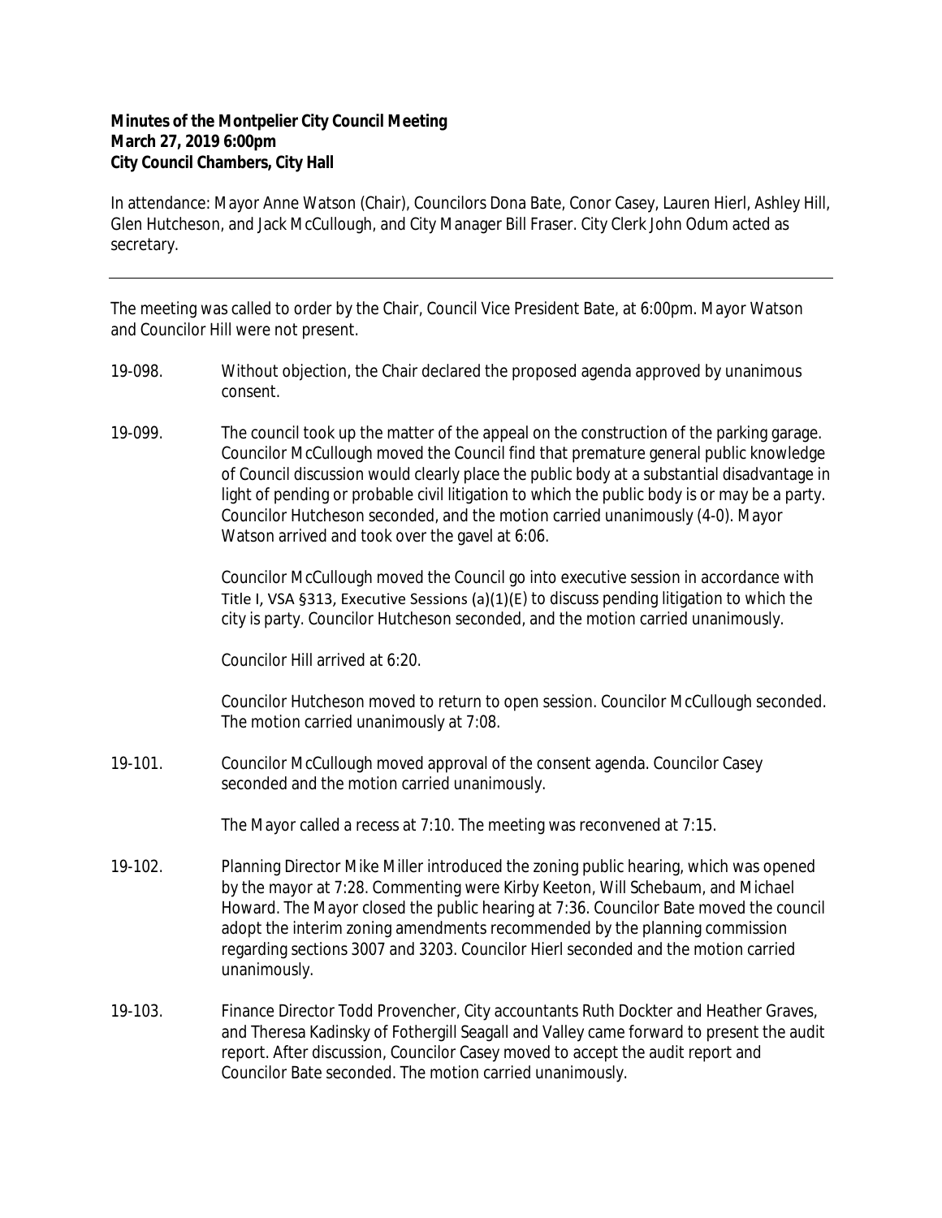**Minutes of the Montpelier City Council Meeting**
**March 27, 2019 6:00pm**
**City Council Chambers, City Hall**

In attendance: Mayor Anne Watson (Chair), Councilors Dona Bate, Conor Casey, Lauren Hierl, Ashley Hill, Glen Hutcheson, and Jack McCullough, and City Manager Bill Fraser. City Clerk John Odum acted as secretary.

---

The meeting was called to order by the Chair, Council Vice President Bate, at 6:00pm. Mayor Watson and Councilor Hill were not present.

19-098. Without objection, the Chair declared the proposed agenda approved by unanimous consent.

19-099. The council took up the matter of the appeal on the construction of the parking garage. Councilor McCullough moved the Council find that premature general public knowledge of Council discussion would clearly place the public body at a substantial disadvantage in light of pending or probable civil litigation to which the public body is or may be a party. Councilor Hutcheson seconded, and the motion carried unanimously (4-0). Mayor Watson arrived and took over the gavel at 6:06.

Councilor McCullough moved the Council go into executive session in accordance with Title I, VSA §313, Executive Sessions (a)(1)(E) to discuss pending litigation to which the city is party. Councilor Hutcheson seconded, and the motion carried unanimously.

Councilor Hill arrived at 6:20.

Councilor Hutcheson moved to return to open session. Councilor McCullough seconded. The motion carried unanimously at 7:08.

19-101. Councilor McCullough moved approval of the consent agenda. Councilor Casey seconded and the motion carried unanimously.

The Mayor called a recess at 7:10. The meeting was reconvened at 7:15.

19-102. Planning Director Mike Miller introduced the zoning public hearing, which was opened by the mayor at 7:28. Commenting were Kirby Keeton, Will Schebaum, and Michael Howard. The Mayor closed the public hearing at 7:36. Councilor Bate moved the council adopt the interim zoning amendments recommended by the planning commission regarding sections 3007 and 3203. Councilor Hierl seconded and the motion carried unanimously.

19-103. Finance Director Todd Provencher, City accountants Ruth Dockter and Heather Graves, and Theresa Kadinsky of Fothergill Seagall and Valley came forward to present the audit report. After discussion, Councilor Casey moved to accept the audit report and Councilor Bate seconded. The motion carried unanimously.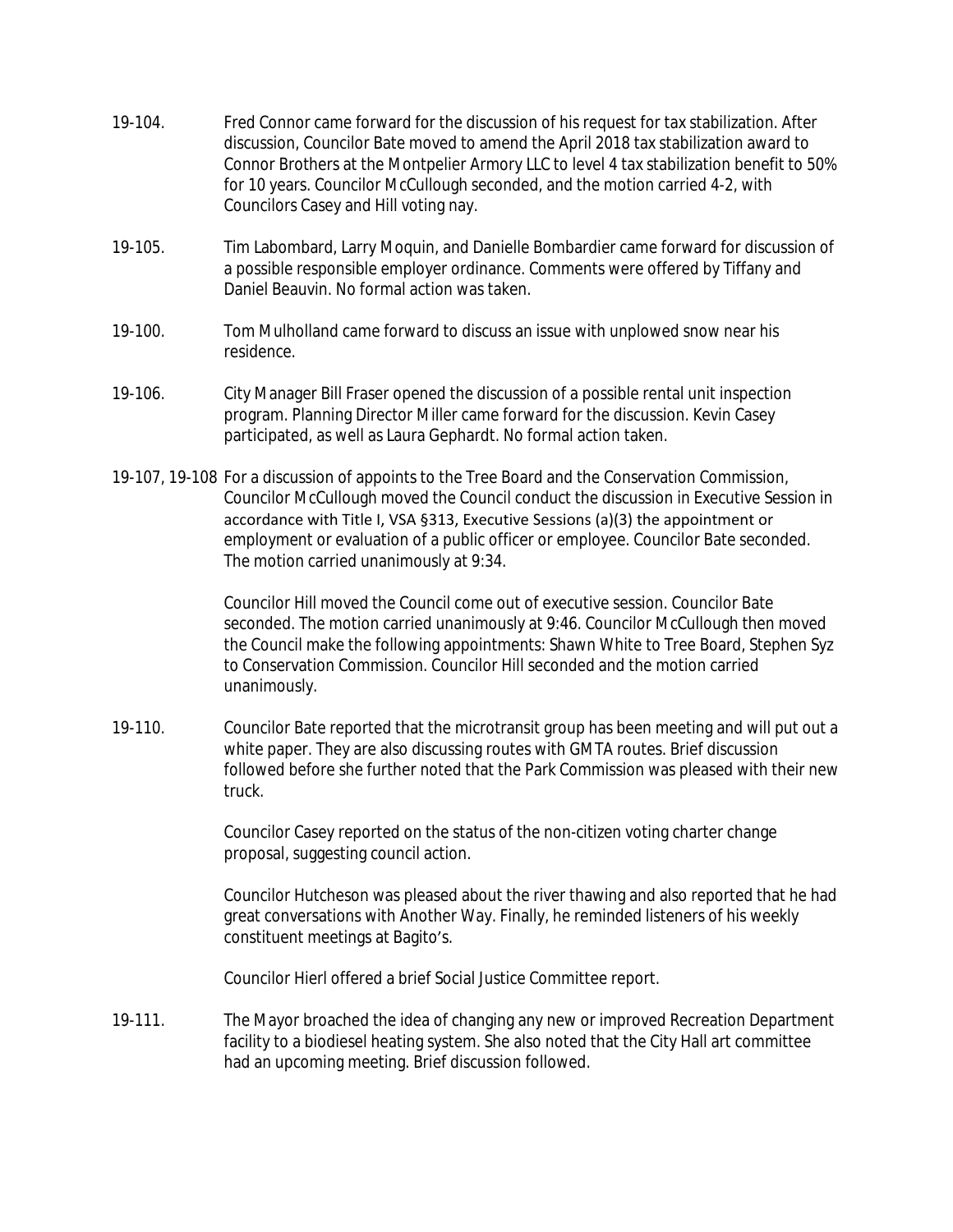19-104. Fred Connor came forward for the discussion of his request for tax stabilization. After discussion, Councilor Bate moved to amend the April 2018 tax stabilization award to Connor Brothers at the Montpelier Armory LLC to level 4 tax stabilization benefit to 50% for 10 years. Councilor McCullough seconded, and the motion carried 4-2, with Councilors Casey and Hill voting nay.

19-105. Tim Labombard, Larry Moquin, and Danielle Bombardier came forward for discussion of a possible responsible employer ordinance. Comments were offered by Tiffany and Daniel Beauvin. No formal action was taken.

19-100. Tom Mulholland came forward to discuss an issue with unplowed snow near his residence.

19-106. City Manager Bill Fraser opened the discussion of a possible rental unit inspection program. Planning Director Miller came forward for the discussion. Kevin Casey participated, as well as Laura Gephardt. No formal action taken.

19-107, 19-108 For a discussion of appoints to the Tree Board and the Conservation Commission, Councilor McCullough moved the Council conduct the discussion in Executive Session in accordance with Title I, VSA §313, Executive Sessions (a)(3) the appointment or employment or evaluation of a public officer or employee. Councilor Bate seconded. The motion carried unanimously at 9:34.

Councilor Hill moved the Council come out of executive session. Councilor Bate seconded. The motion carried unanimously at 9:46. Councilor McCullough then moved the Council make the following appointments: Shawn White to Tree Board, Stephen Syz to Conservation Commission. Councilor Hill seconded and the motion carried unanimously.

19-110. Councilor Bate reported that the microtransit group has been meeting and will put out a white paper. They are also discussing routes with GMTA routes. Brief discussion followed before she further noted that the Park Commission was pleased with their new truck.

Councilor Casey reported on the status of the non-citizen voting charter change proposal, suggesting council action.

Councilor Hutcheson was pleased about the river thawing and also reported that he had great conversations with Another Way. Finally, he reminded listeners of his weekly constituent meetings at Bagito's.

Councilor Hierl offered a brief Social Justice Committee report.

19-111. The Mayor broached the idea of changing any new or improved Recreation Department facility to a biodiesel heating system. She also noted that the City Hall art committee had an upcoming meeting. Brief discussion followed.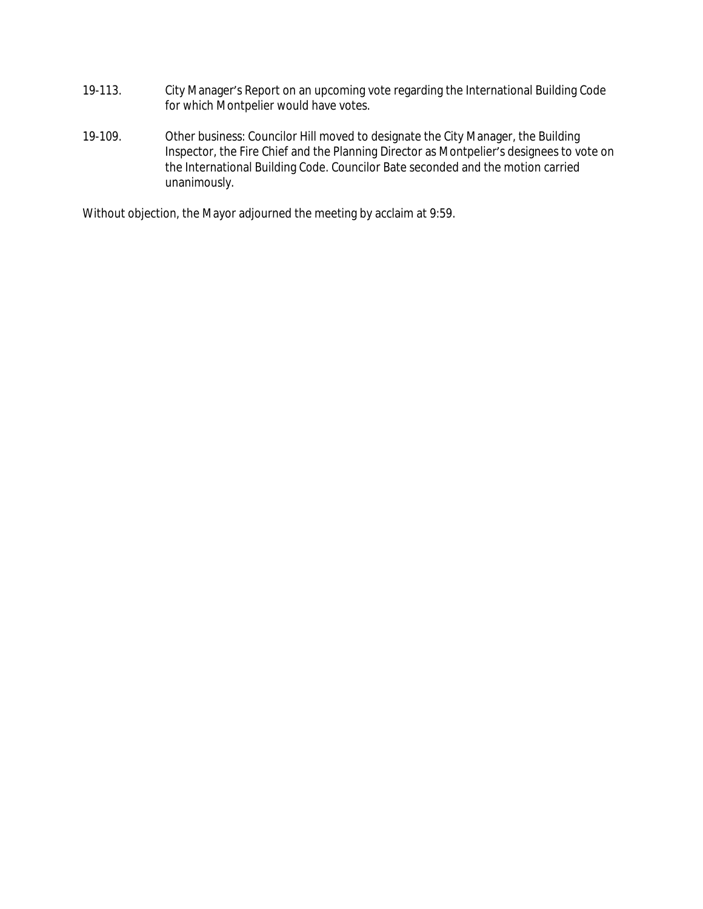19-113. City Manager's Report on an upcoming vote regarding the International Building Code for which Montpelier would have votes.

19-109. Other business: Councilor Hill moved to designate the City Manager, the Building Inspector, the Fire Chief and the Planning Director as Montpelier's designees to vote on the International Building Code. Councilor Bate seconded and the motion carried unanimously.

Without objection, the Mayor adjourned the meeting by acclaim at 9:59.